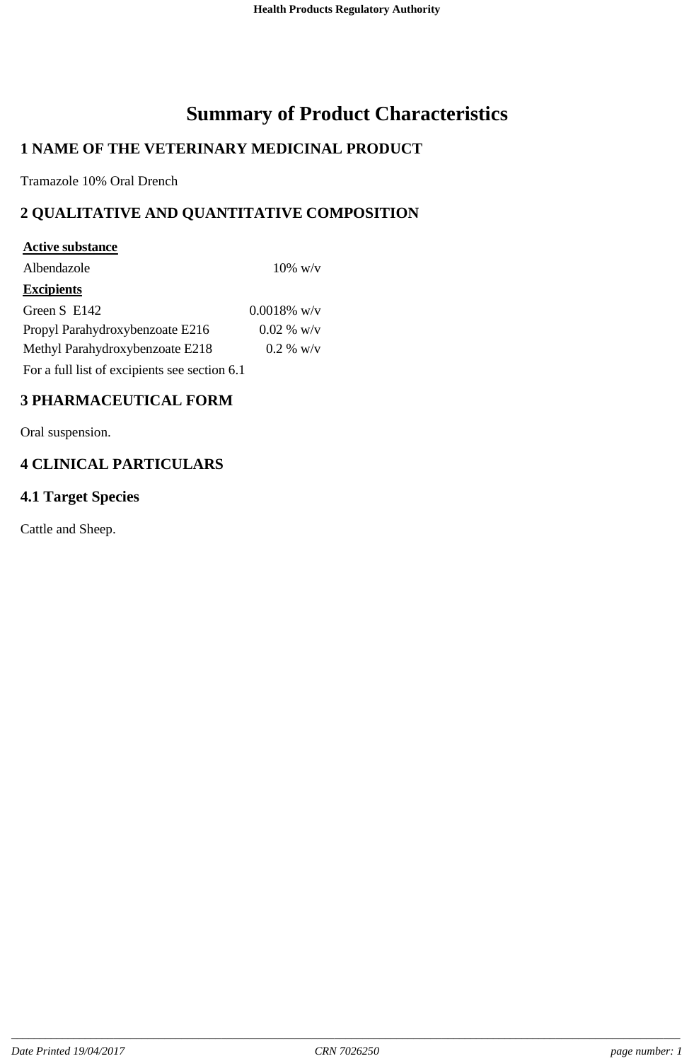# Summary of Product Characteristics

## 1 NAME OF THE VETERINARY MEDICINAL PRODUCT

Tramazole 10% Oral Drench

## 2 QUALITATIVE AND QUANTITATIVE COMPOSITION

| **Active substance** | |
|---|---|
| Albendazole | 10% w/v |
| **Excipients** | |
| Green S E142 | 0.0018% w/v |
| Propyl Parahydroxybenzoate E216 | 0.02 % w/v |
| Methyl Parahydroxybenzoate E218 | 0.2 % w/v |

For a full list of excipients see section 6.1

## 3 PHARMACEUTICAL FORM

Oral suspension.

## 4 CLINICAL PARTICULARS

### 4.1 Target Species

Cattle and Sheep.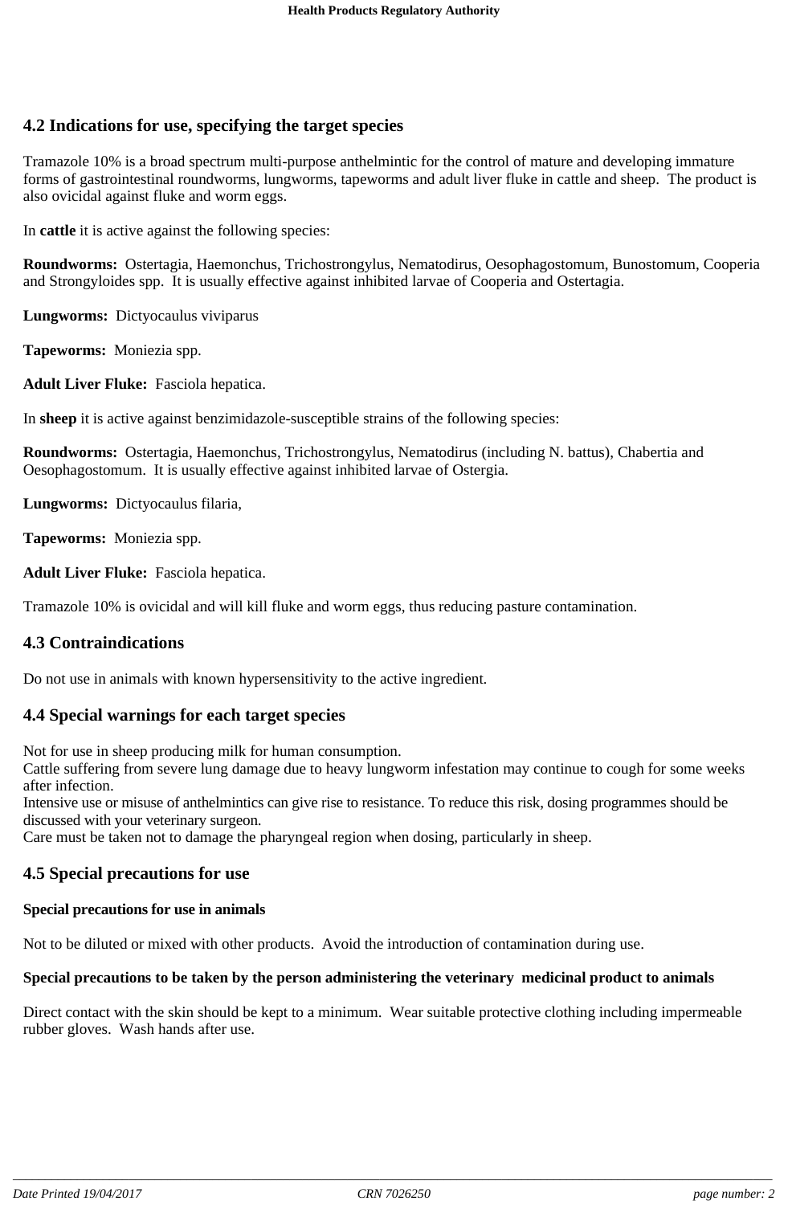## 4.2 Indications for use, specifying the target species

Tramazole 10% is a broad spectrum multi-purpose anthelmintic for the control of mature and developing immature forms of gastrointestinal roundworms, lungworms, tapeworms and adult liver fluke in cattle and sheep. The product is also ovicidal against fluke and worm eggs.

In **cattle** it is active against the following species:

**Roundworms:** Ostertagia, Haemonchus, Trichostrongylus, Nematodirus, Oesophagostomum, Bunostomum, Cooperia and Strongyloides spp. It is usually effective against inhibited larvae of Cooperia and Ostertagia.

**Lungworms:** Dictyocaulus viviparus

**Tapeworms:** Moniezia spp.

**Adult Liver Fluke:** Fasciola hepatica.

In **sheep** it is active against benzimidazole-susceptible strains of the following species:

**Roundworms:** Ostertagia, Haemonchus, Trichostrongylus, Nematodirus (including N. battus), Chabertia and Oesophagostomum. It is usually effective against inhibited larvae of Ostergia.

**Lungworms:** Dictyocaulus filaria,

**Tapeworms:** Moniezia spp.

**Adult Liver Fluke:** Fasciola hepatica.

Tramazole 10% is ovicidal and will kill fluke and worm eggs, thus reducing pasture contamination.

## 4.3 Contraindications

Do not use in animals with known hypersensitivity to the active ingredient.

## 4.4 Special warnings for each target species

Not for use in sheep producing milk for human consumption.
Cattle suffering from severe lung damage due to heavy lungworm infestation may continue to cough for some weeks after infection.
Intensive use or misuse of anthelmintics can give rise to resistance. To reduce this risk, dosing programmes should be discussed with your veterinary surgeon.
Care must be taken not to damage the pharyngeal region when dosing, particularly in sheep.

## 4.5 Special precautions for use

### Special precautions for use in animals

Not to be diluted or mixed with other products. Avoid the introduction of contamination during use.

### Special precautions to be taken by the person administering the veterinary medicinal product to animals

Direct contact with the skin should be kept to a minimum. Wear suitable protective clothing including impermeable rubber gloves. Wash hands after use.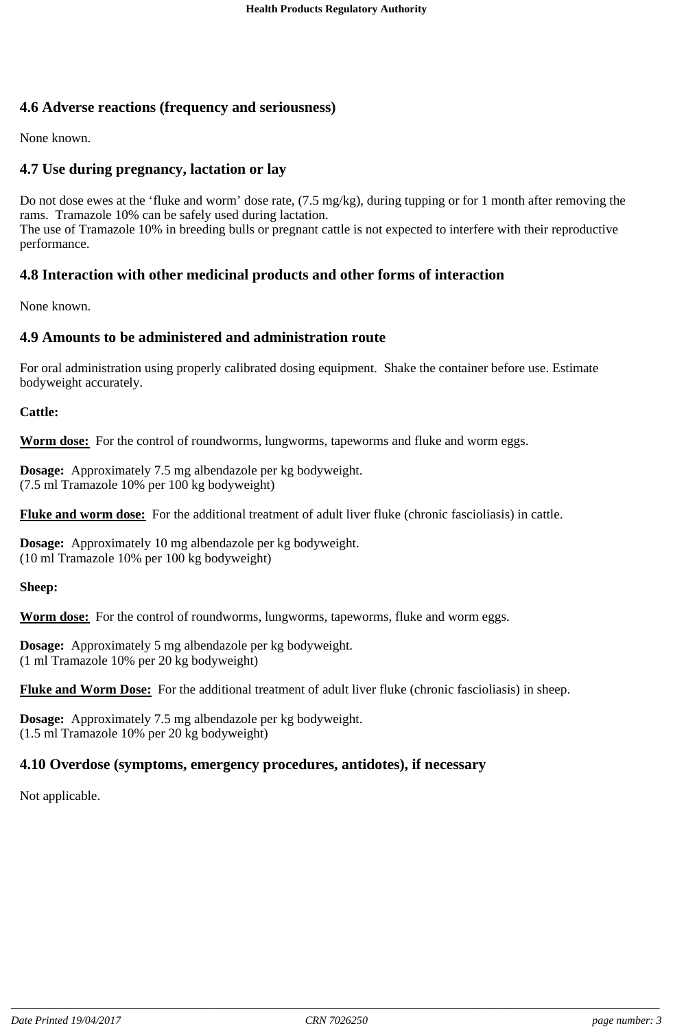## 4.6 Adverse reactions (frequency and seriousness)

None known.

## 4.7 Use during pregnancy, lactation or lay

Do not dose ewes at the 'fluke and worm' dose rate, (7.5 mg/kg), during tupping or for 1 month after removing the rams. Tramazole 10% can be safely used during lactation.
The use of Tramazole 10% in breeding bulls or pregnant cattle is not expected to interfere with their reproductive performance.

## 4.8 Interaction with other medicinal products and other forms of interaction

None known.

## 4.9 Amounts to be administered and administration route

For oral administration using properly calibrated dosing equipment. Shake the container before use. Estimate bodyweight accurately.

**Cattle:**

**Worm dose:** For the control of roundworms, lungworms, tapeworms and fluke and worm eggs.

**Dosage:** Approximately 7.5 mg albendazole per kg bodyweight.
(7.5 ml Tramazole 10% per 100 kg bodyweight)

**Fluke and worm dose:** For the additional treatment of adult liver fluke (chronic fascioliasis) in cattle.

**Dosage:** Approximately 10 mg albendazole per kg bodyweight.
(10 ml Tramazole 10% per 100 kg bodyweight)

**Sheep:**

**Worm dose:** For the control of roundworms, lungworms, tapeworms, fluke and worm eggs.

**Dosage:** Approximately 5 mg albendazole per kg bodyweight.
(1 ml Tramazole 10% per 20 kg bodyweight)

**Fluke and Worm Dose:** For the additional treatment of adult liver fluke (chronic fascioliasis) in sheep.

**Dosage:** Approximately 7.5 mg albendazole per kg bodyweight.
(1.5 ml Tramazole 10% per 20 kg bodyweight)

## 4.10 Overdose (symptoms, emergency procedures, antidotes), if necessary

Not applicable.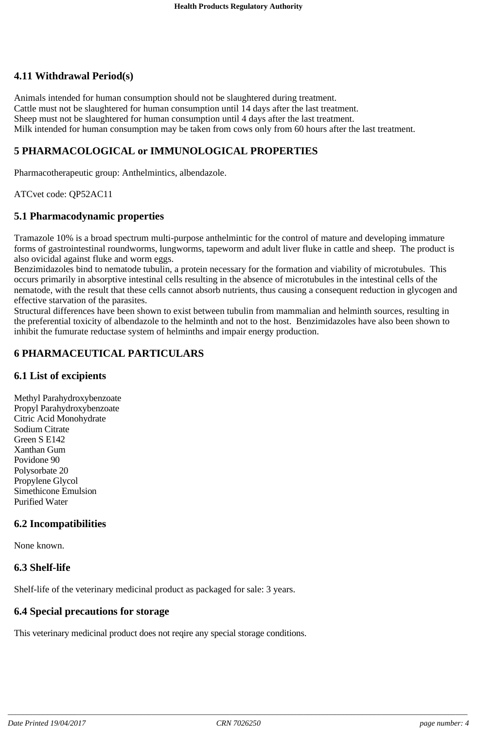## 4.11 Withdrawal Period(s)

Animals intended for human consumption should not be slaughtered during treatment.
Cattle must not be slaughtered for human consumption until 14 days after the last treatment.
Sheep must not be slaughtered for human consumption until 4 days after the last treatment.
Milk intended for human consumption may be taken from cows only from 60 hours after the last treatment.

## 5 PHARMACOLOGICAL or IMMUNOLOGICAL PROPERTIES

Pharmacotherapeutic group: Anthelmintics, albendazole.

ATCvet code: QP52AC11

## 5.1 Pharmacodynamic properties

Tramazole 10% is a broad spectrum multi-purpose anthelmintic for the control of mature and developing immature forms of gastrointestinal roundworms, lungworms, tapeworm and adult liver fluke in cattle and sheep. The product is also ovicidal against fluke and worm eggs.
Benzimidazoles bind to nematode tubulin, a protein necessary for the formation and viability of microtubules. This occurs primarily in absorptive intestinal cells resulting in the absence of microtubules in the intestinal cells of the nematode, with the result that these cells cannot absorb nutrients, thus causing a consequent reduction in glycogen and effective starvation of the parasites.
Structural differences have been shown to exist between tubulin from mammalian and helminth sources, resulting in the preferential toxicity of albendazole to the helminth and not to the host. Benzimidazoles have also been shown to inhibit the fumurate reductase system of helminths and impair energy production.

## 6 PHARMACEUTICAL PARTICULARS

## 6.1 List of excipients

Methyl Parahydroxybenzoate
Propyl Parahydroxybenzoate
Citric Acid Monohydrate
Sodium Citrate
Green S E142
Xanthan Gum
Povidone 90
Polysorbate 20
Propylene Glycol
Simethicone Emulsion
Purified Water

## 6.2 Incompatibilities

None known.

## 6.3 Shelf-life

Shelf-life of the veterinary medicinal product as packaged for sale: 3 years.

## 6.4 Special precautions for storage

This veterinary medicinal product does not reqire any special storage conditions.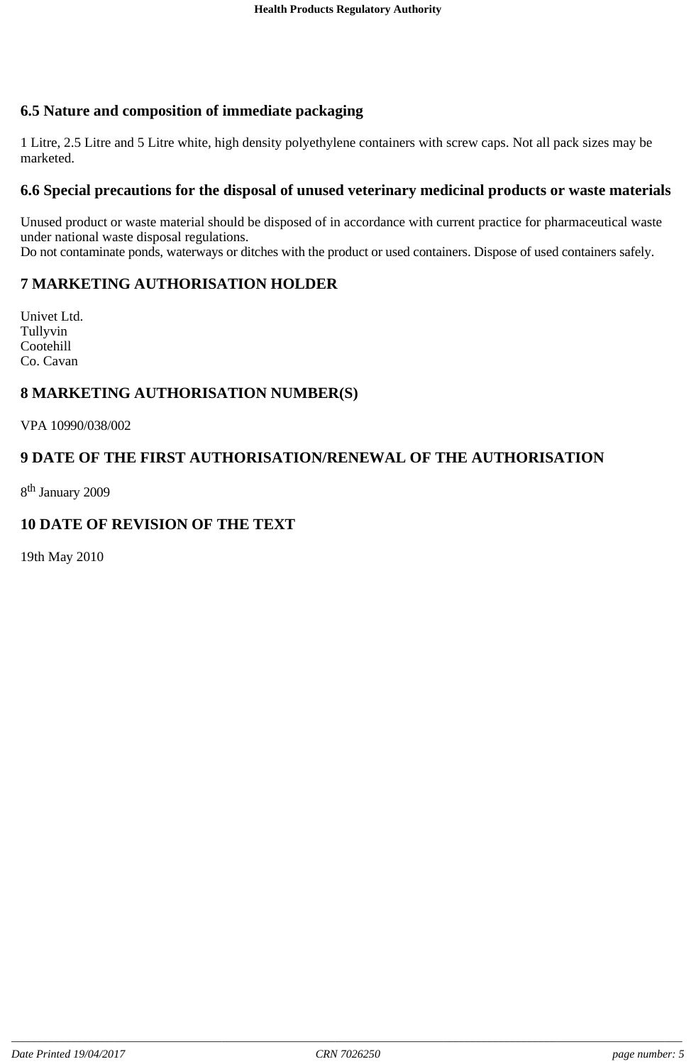## 6.5 Nature and composition of immediate packaging

1 Litre, 2.5 Litre and 5 Litre white, high density polyethylene containers with screw caps. Not all pack sizes may be marketed.

## 6.6 Special precautions for the disposal of unused veterinary medicinal products or waste materials

Unused product or waste material should be disposed of in accordance with current practice for pharmaceutical waste under national waste disposal regulations.
Do not contaminate ponds, waterways or ditches with the product or used containers. Dispose of used containers safely.

# 7 MARKETING AUTHORISATION HOLDER

Univet Ltd.
Tullyvin
Cootehill
Co. Cavan

# 8 MARKETING AUTHORISATION NUMBER(S)

VPA 10990/038/002

# 9 DATE OF THE FIRST AUTHORISATION/RENEWAL OF THE AUTHORISATION

8th January 2009

# 10 DATE OF REVISION OF THE TEXT

19th May 2010